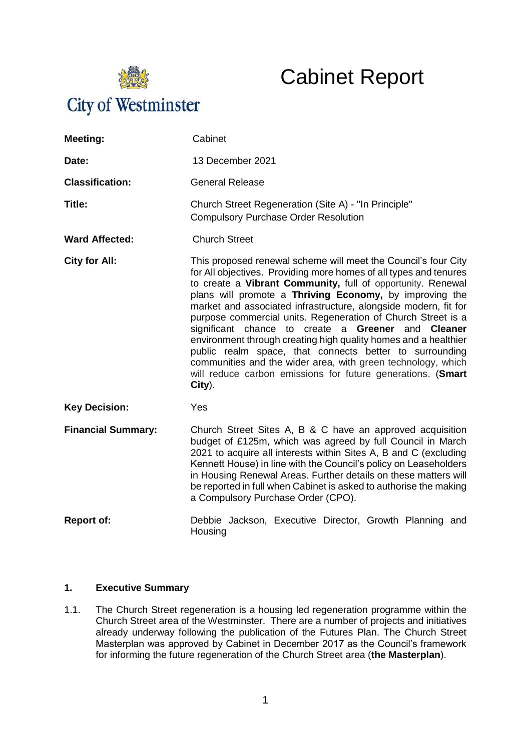City of Westminster

# Cabinet Report

| | |
|---|---|
| **Meeting:** | Cabinet |
| **Date:** | 13 December 2021 |
| **Classification:** | General Release |
| **Title:** | Church Street Regeneration (Site A) - "In Principle" Compulsory Purchase Order Resolution |
| **Ward Affected:** | Church Street |
| **City for All:** | This proposed renewal scheme will meet the Council's four City for All objectives. Providing more homes of all types and tenures to create a **Vibrant Community,** full of opportunity. Renewal plans will promote a **Thriving Economy,** by improving the market and associated infrastructure, alongside modern, fit for purpose commercial units. Regeneration of Church Street is a significant chance to create a **Greener** and **Cleaner** environment through creating high quality homes and a healthier public realm space, that connects better to surrounding communities and the wider area, with green technology, which will reduce carbon emissions for future generations. (**Smart City**). |
| **Key Decision:** | Yes |
| **Financial Summary:** | Church Street Sites A, B & C have an approved acquisition budget of £125m, which was agreed by full Council in March 2021 to acquire all interests within Sites A, B and C (excluding Kennett House) in line with the Council's policy on Leaseholders in Housing Renewal Areas. Further details on these matters will be reported in full when Cabinet is asked to authorise the making a Compulsory Purchase Order (CPO). |
| **Report of:** | Debbie Jackson, Executive Director, Growth Planning and Housing |

## 1. Executive Summary

1.1. The Church Street regeneration is a housing led regeneration programme within the Church Street area of the Westminster. There are a number of projects and initiatives already underway following the publication of the Futures Plan. The Church Street Masterplan was approved by Cabinet in December 2017 as the Council's framework for informing the future regeneration of the Church Street area (**the Masterplan**).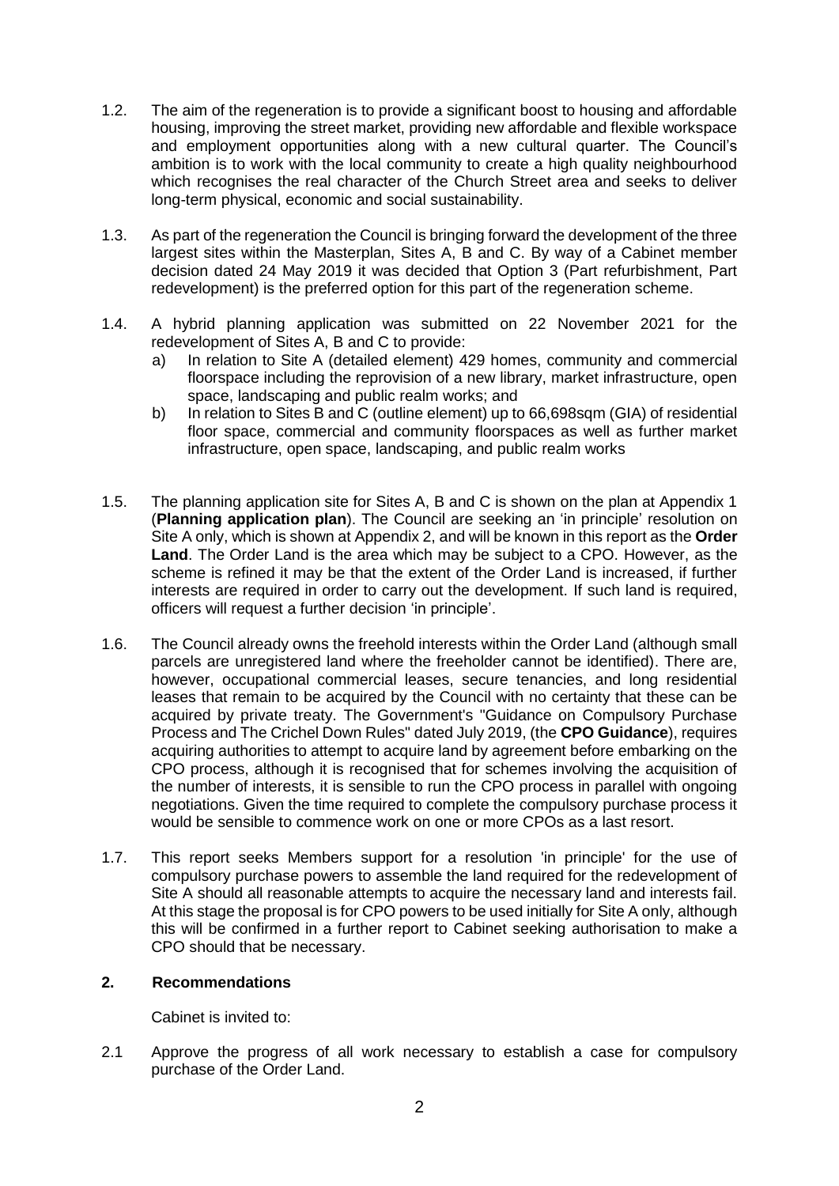1.2. The aim of the regeneration is to provide a significant boost to housing and affordable housing, improving the street market, providing new affordable and flexible workspace and employment opportunities along with a new cultural quarter. The Council's ambition is to work with the local community to create a high quality neighbourhood which recognises the real character of the Church Street area and seeks to deliver long-term physical, economic and social sustainability.

1.3. As part of the regeneration the Council is bringing forward the development of the three largest sites within the Masterplan, Sites A, B and C. By way of a Cabinet member decision dated 24 May 2019 it was decided that Option 3 (Part refurbishment, Part redevelopment) is the preferred option for this part of the regeneration scheme.

1.4. A hybrid planning application was submitted on 22 November 2021 for the redevelopment of Sites A, B and C to provide:

a) In relation to Site A (detailed element) 429 homes, community and commercial floorspace including the reprovision of a new library, market infrastructure, open space, landscaping and public realm works; and

b) In relation to Sites B and C (outline element) up to 66,698sqm (GIA) of residential floor space, commercial and community floorspaces as well as further market infrastructure, open space, landscaping, and public realm works

1.5. The planning application site for Sites A, B and C is shown on the plan at Appendix 1 (**Planning application plan**). The Council are seeking an 'in principle' resolution on Site A only, which is shown at Appendix 2, and will be known in this report as the **Order Land**. The Order Land is the area which may be subject to a CPO. However, as the scheme is refined it may be that the extent of the Order Land is increased, if further interests are required in order to carry out the development. If such land is required, officers will request a further decision 'in principle'.

1.6. The Council already owns the freehold interests within the Order Land (although small parcels are unregistered land where the freeholder cannot be identified). There are, however, occupational commercial leases, secure tenancies, and long residential leases that remain to be acquired by the Council with no certainty that these can be acquired by private treaty. The Government's "Guidance on Compulsory Purchase Process and The Crichel Down Rules" dated July 2019, (the **CPO Guidance**), requires acquiring authorities to attempt to acquire land by agreement before embarking on the CPO process, although it is recognised that for schemes involving the acquisition of the number of interests, it is sensible to run the CPO process in parallel with ongoing negotiations. Given the time required to complete the compulsory purchase process it would be sensible to commence work on one or more CPOs as a last resort.

1.7. This report seeks Members support for a resolution 'in principle' for the use of compulsory purchase powers to assemble the land required for the redevelopment of Site A should all reasonable attempts to acquire the necessary land and interests fail. At this stage the proposal is for CPO powers to be used initially for Site A only, although this will be confirmed in a further report to Cabinet seeking authorisation to make a CPO should that be necessary.

## 2. Recommendations

Cabinet is invited to:

2.1 Approve the progress of all work necessary to establish a case for compulsory purchase of the Order Land.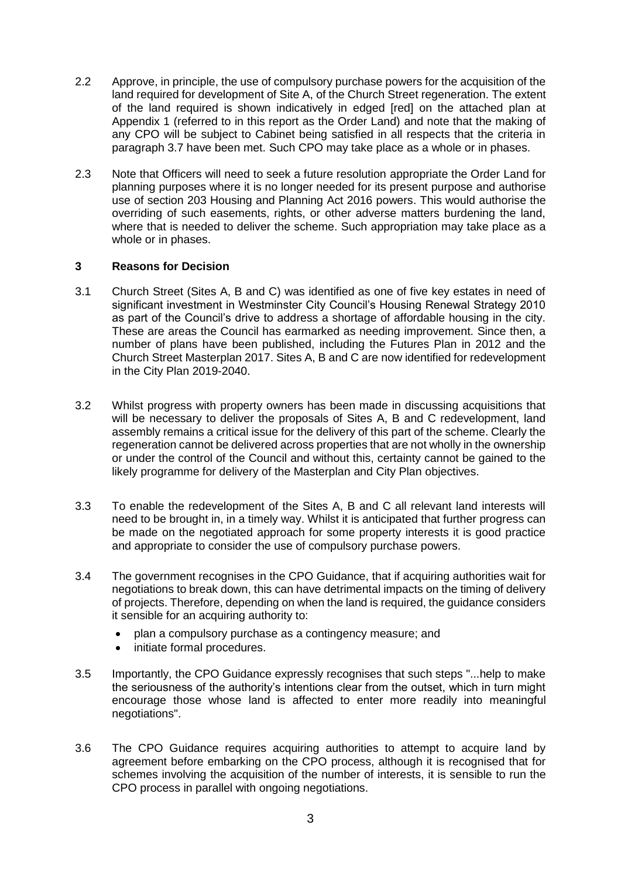2.2 Approve, in principle, the use of compulsory purchase powers for the acquisition of the land required for development of Site A, of the Church Street regeneration. The extent of the land required is shown indicatively in edged [red] on the attached plan at Appendix 1 (referred to in this report as the Order Land) and note that the making of any CPO will be subject to Cabinet being satisfied in all respects that the criteria in paragraph 3.7 have been met. Such CPO may take place as a whole or in phases.

2.3 Note that Officers will need to seek a future resolution appropriate the Order Land for planning purposes where it is no longer needed for its present purpose and authorise use of section 203 Housing and Planning Act 2016 powers. This would authorise the overriding of such easements, rights, or other adverse matters burdening the land, where that is needed to deliver the scheme. Such appropriation may take place as a whole or in phases.

## 3 Reasons for Decision

3.1 Church Street (Sites A, B and C) was identified as one of five key estates in need of significant investment in Westminster City Council's Housing Renewal Strategy 2010 as part of the Council's drive to address a shortage of affordable housing in the city. These are areas the Council has earmarked as needing improvement. Since then, a number of plans have been published, including the Futures Plan in 2012 and the Church Street Masterplan 2017. Sites A, B and C are now identified for redevelopment in the City Plan 2019-2040.

3.2 Whilst progress with property owners has been made in discussing acquisitions that will be necessary to deliver the proposals of Sites A, B and C redevelopment, land assembly remains a critical issue for the delivery of this part of the scheme. Clearly the regeneration cannot be delivered across properties that are not wholly in the ownership or under the control of the Council and without this, certainty cannot be gained to the likely programme for delivery of the Masterplan and City Plan objectives.

3.3 To enable the redevelopment of the Sites A, B and C all relevant land interests will need to be brought in, in a timely way. Whilst it is anticipated that further progress can be made on the negotiated approach for some property interests it is good practice and appropriate to consider the use of compulsory purchase powers.

3.4 The government recognises in the CPO Guidance, that if acquiring authorities wait for negotiations to break down, this can have detrimental impacts on the timing of delivery of projects. Therefore, depending on when the land is required, the guidance considers it sensible for an acquiring authority to:

- plan a compulsory purchase as a contingency measure; and
- initiate formal procedures.

3.5 Importantly, the CPO Guidance expressly recognises that such steps "...help to make the seriousness of the authority's intentions clear from the outset, which in turn might encourage those whose land is affected to enter more readily into meaningful negotiations".

3.6 The CPO Guidance requires acquiring authorities to attempt to acquire land by agreement before embarking on the CPO process, although it is recognised that for schemes involving the acquisition of the number of interests, it is sensible to run the CPO process in parallel with ongoing negotiations.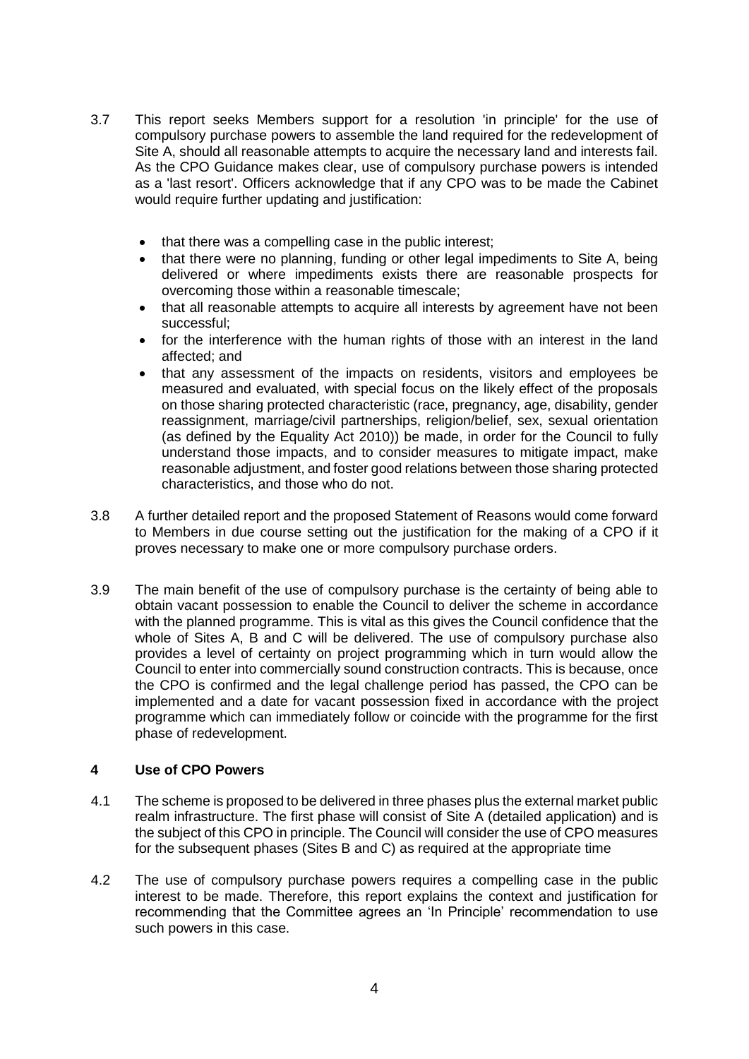3.7 This report seeks Members support for a resolution 'in principle' for the use of compulsory purchase powers to assemble the land required for the redevelopment of Site A, should all reasonable attempts to acquire the necessary land and interests fail. As the CPO Guidance makes clear, use of compulsory purchase powers is intended as a 'last resort'. Officers acknowledge that if any CPO was to be made the Cabinet would require further updating and justification:

- that there was a compelling case in the public interest;
- that there were no planning, funding or other legal impediments to Site A, being delivered or where impediments exists there are reasonable prospects for overcoming those within a reasonable timescale;
- that all reasonable attempts to acquire all interests by agreement have not been successful;
- for the interference with the human rights of those with an interest in the land affected; and
- that any assessment of the impacts on residents, visitors and employees be measured and evaluated, with special focus on the likely effect of the proposals on those sharing protected characteristic (race, pregnancy, age, disability, gender reassignment, marriage/civil partnerships, religion/belief, sex, sexual orientation (as defined by the Equality Act 2010)) be made, in order for the Council to fully understand those impacts, and to consider measures to mitigate impact, make reasonable adjustment, and foster good relations between those sharing protected characteristics, and those who do not.

3.8 A further detailed report and the proposed Statement of Reasons would come forward to Members in due course setting out the justification for the making of a CPO if it proves necessary to make one or more compulsory purchase orders.

3.9 The main benefit of the use of compulsory purchase is the certainty of being able to obtain vacant possession to enable the Council to deliver the scheme in accordance with the planned programme. This is vital as this gives the Council confidence that the whole of Sites A, B and C will be delivered. The use of compulsory purchase also provides a level of certainty on project programming which in turn would allow the Council to enter into commercially sound construction contracts. This is because, once the CPO is confirmed and the legal challenge period has passed, the CPO can be implemented and a date for vacant possession fixed in accordance with the project programme which can immediately follow or coincide with the programme for the first phase of redevelopment.

## 4 Use of CPO Powers

4.1 The scheme is proposed to be delivered in three phases plus the external market public realm infrastructure. The first phase will consist of Site A (detailed application) and is the subject of this CPO in principle. The Council will consider the use of CPO measures for the subsequent phases (Sites B and C) as required at the appropriate time

4.2 The use of compulsory purchase powers requires a compelling case in the public interest to be made. Therefore, this report explains the context and justification for recommending that the Committee agrees an 'In Principle' recommendation to use such powers in this case.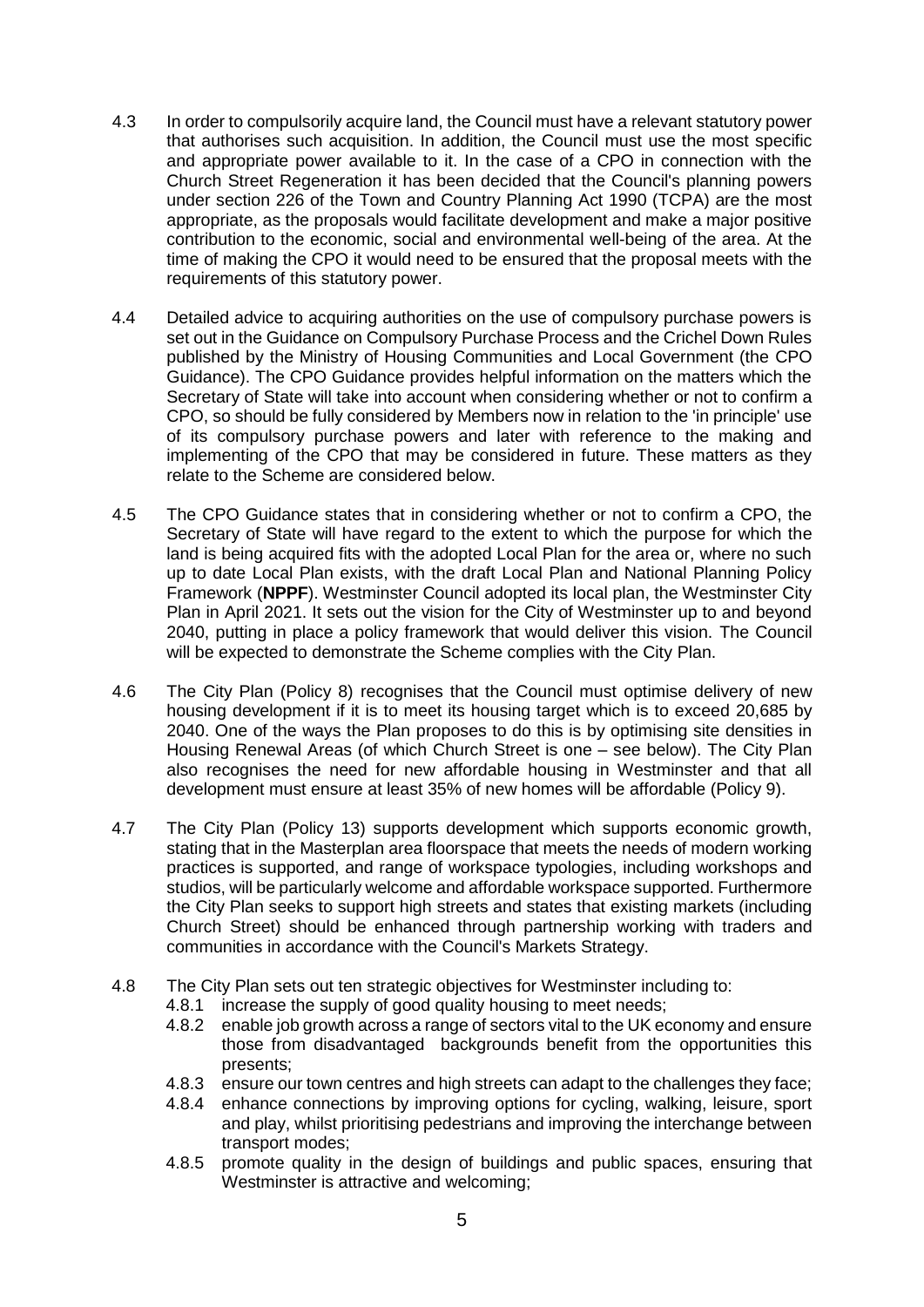4.3 In order to compulsorily acquire land, the Council must have a relevant statutory power that authorises such acquisition. In addition, the Council must use the most specific and appropriate power available to it. In the case of a CPO in connection with the Church Street Regeneration it has been decided that the Council's planning powers under section 226 of the Town and Country Planning Act 1990 (TCPA) are the most appropriate, as the proposals would facilitate development and make a major positive contribution to the economic, social and environmental well-being of the area. At the time of making the CPO it would need to be ensured that the proposal meets with the requirements of this statutory power.

4.4 Detailed advice to acquiring authorities on the use of compulsory purchase powers is set out in the Guidance on Compulsory Purchase Process and the Crichel Down Rules published by the Ministry of Housing Communities and Local Government (the CPO Guidance). The CPO Guidance provides helpful information on the matters which the Secretary of State will take into account when considering whether or not to confirm a CPO, so should be fully considered by Members now in relation to the 'in principle' use of its compulsory purchase powers and later with reference to the making and implementing of the CPO that may be considered in future. These matters as they relate to the Scheme are considered below.

4.5 The CPO Guidance states that in considering whether or not to confirm a CPO, the Secretary of State will have regard to the extent to which the purpose for which the land is being acquired fits with the adopted Local Plan for the area or, where no such up to date Local Plan exists, with the draft Local Plan and National Planning Policy Framework (**NPPF**). Westminster Council adopted its local plan, the Westminster City Plan in April 2021. It sets out the vision for the City of Westminster up to and beyond 2040, putting in place a policy framework that would deliver this vision. The Council will be expected to demonstrate the Scheme complies with the City Plan.

4.6 The City Plan (Policy 8) recognises that the Council must optimise delivery of new housing development if it is to meet its housing target which is to exceed 20,685 by 2040. One of the ways the Plan proposes to do this is by optimising site densities in Housing Renewal Areas (of which Church Street is one – see below). The City Plan also recognises the need for new affordable housing in Westminster and that all development must ensure at least 35% of new homes will be affordable (Policy 9).

4.7 The City Plan (Policy 13) supports development which supports economic growth, stating that in the Masterplan area floorspace that meets the needs of modern working practices is supported, and range of workspace typologies, including workshops and studios, will be particularly welcome and affordable workspace supported. Furthermore the City Plan seeks to support high streets and states that existing markets (including Church Street) should be enhanced through partnership working with traders and communities in accordance with the Council's Markets Strategy.

4.8 The City Plan sets out ten strategic objectives for Westminster including to:

4.8.1 increase the supply of good quality housing to meet needs;

4.8.2 enable job growth across a range of sectors vital to the UK economy and ensure those from disadvantaged backgrounds benefit from the opportunities this presents;

4.8.3 ensure our town centres and high streets can adapt to the challenges they face;

4.8.4 enhance connections by improving options for cycling, walking, leisure, sport and play, whilst prioritising pedestrians and improving the interchange between transport modes;

4.8.5 promote quality in the design of buildings and public spaces, ensuring that Westminster is attractive and welcoming;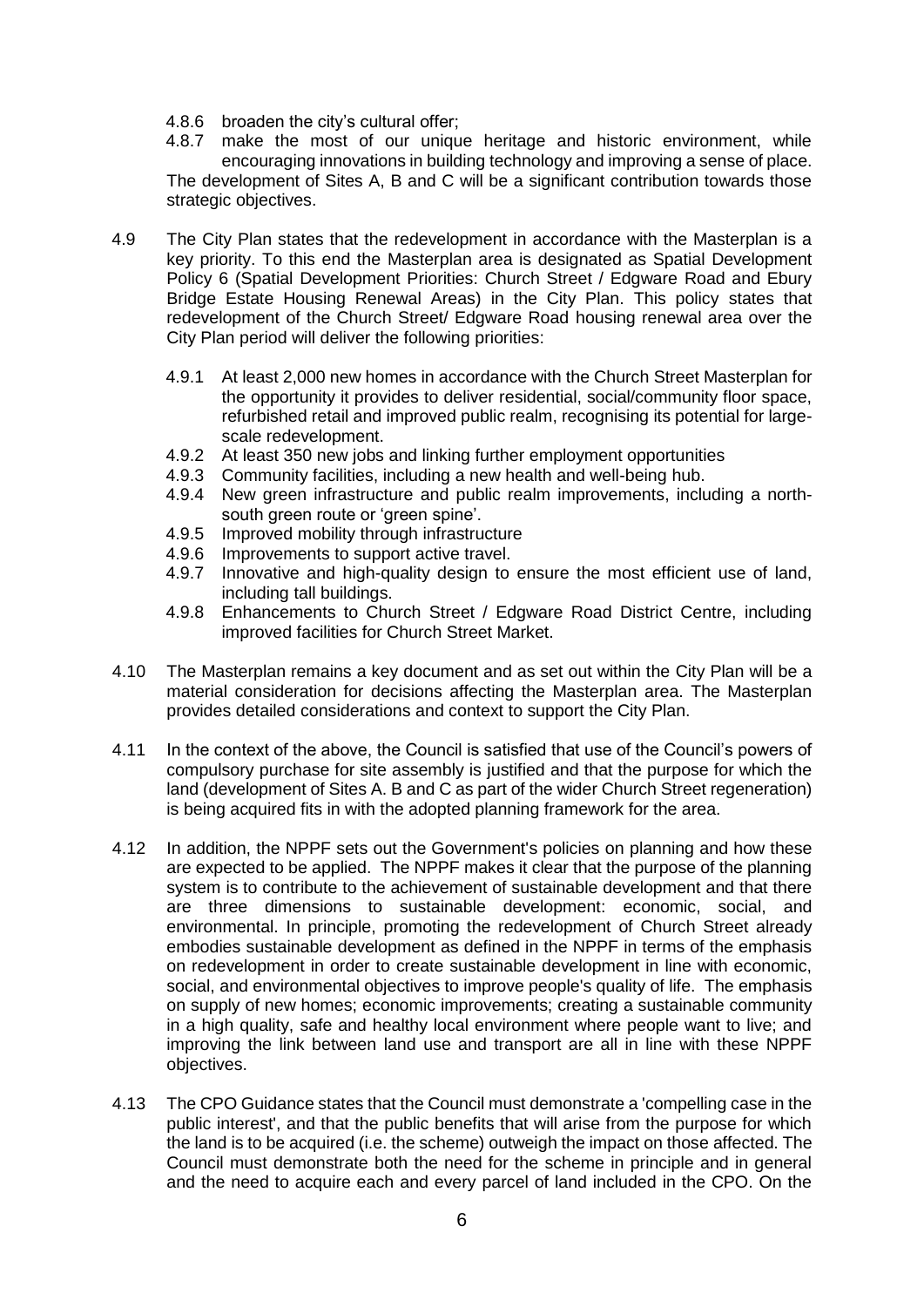4.8.6 broaden the city's cultural offer;

4.8.7 make the most of our unique heritage and historic environment, while encouraging innovations in building technology and improving a sense of place.

The development of Sites A, B and C will be a significant contribution towards those strategic objectives.

4.9 The City Plan states that the redevelopment in accordance with the Masterplan is a key priority. To this end the Masterplan area is designated as Spatial Development Policy 6 (Spatial Development Priorities: Church Street / Edgware Road and Ebury Bridge Estate Housing Renewal Areas) in the City Plan. This policy states that redevelopment of the Church Street/ Edgware Road housing renewal area over the City Plan period will deliver the following priorities:

4.9.1 At least 2,000 new homes in accordance with the Church Street Masterplan for the opportunity it provides to deliver residential, social/community floor space, refurbished retail and improved public realm, recognising its potential for large-scale redevelopment.

4.9.2 At least 350 new jobs and linking further employment opportunities

4.9.3 Community facilities, including a new health and well-being hub.

4.9.4 New green infrastructure and public realm improvements, including a north-south green route or 'green spine'.

4.9.5 Improved mobility through infrastructure

4.9.6 Improvements to support active travel.

4.9.7 Innovative and high-quality design to ensure the most efficient use of land, including tall buildings.

4.9.8 Enhancements to Church Street / Edgware Road District Centre, including improved facilities for Church Street Market.

4.10 The Masterplan remains a key document and as set out within the City Plan will be a material consideration for decisions affecting the Masterplan area. The Masterplan provides detailed considerations and context to support the City Plan.

4.11 In the context of the above, the Council is satisfied that use of the Council's powers of compulsory purchase for site assembly is justified and that the purpose for which the land (development of Sites A. B and C as part of the wider Church Street regeneration) is being acquired fits in with the adopted planning framework for the area.

4.12 In addition, the NPPF sets out the Government's policies on planning and how these are expected to be applied. The NPPF makes it clear that the purpose of the planning system is to contribute to the achievement of sustainable development and that there are three dimensions to sustainable development: economic, social, and environmental. In principle, promoting the redevelopment of Church Street already embodies sustainable development as defined in the NPPF in terms of the emphasis on redevelopment in order to create sustainable development in line with economic, social, and environmental objectives to improve people's quality of life. The emphasis on supply of new homes; economic improvements; creating a sustainable community in a high quality, safe and healthy local environment where people want to live; and improving the link between land use and transport are all in line with these NPPF objectives.

4.13 The CPO Guidance states that the Council must demonstrate a 'compelling case in the public interest', and that the public benefits that will arise from the purpose for which the land is to be acquired (i.e. the scheme) outweigh the impact on those affected. The Council must demonstrate both the need for the scheme in principle and in general and the need to acquire each and every parcel of land included in the CPO. On the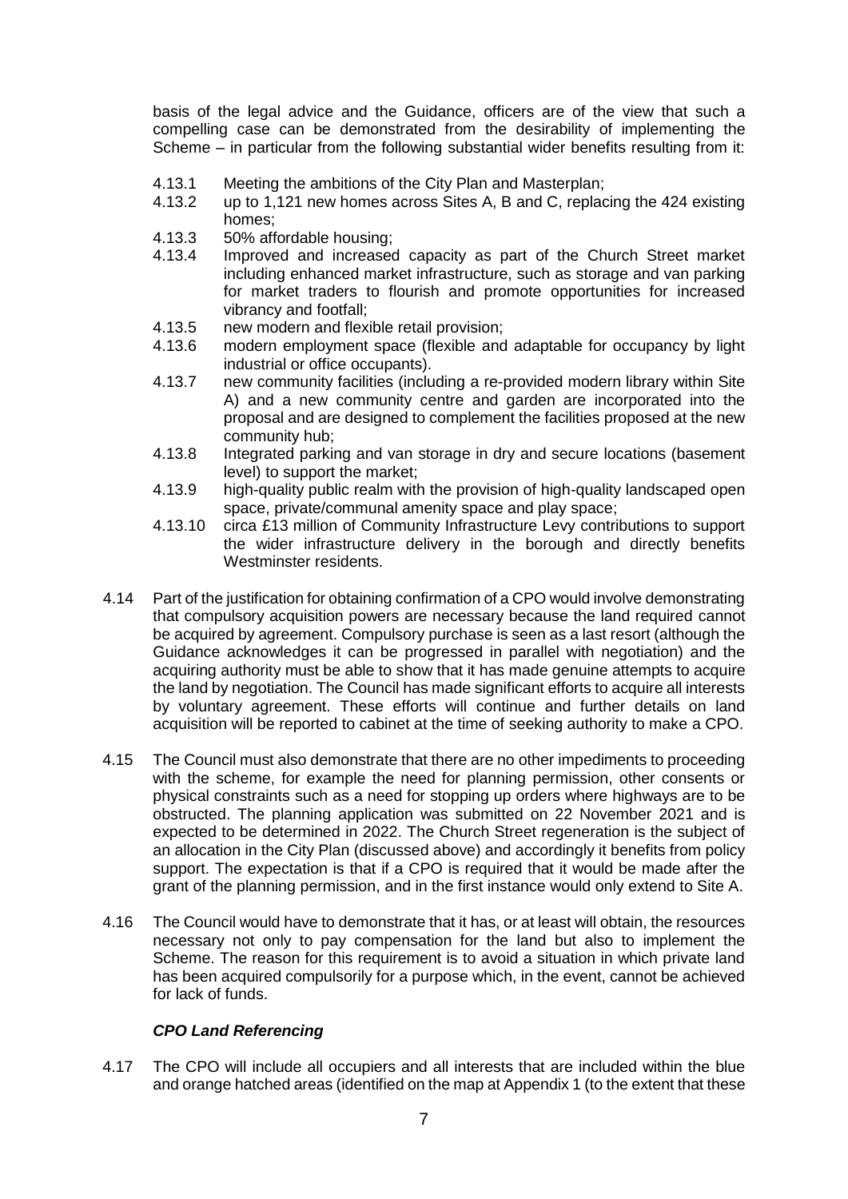basis of the legal advice and the Guidance, officers are of the view that such a compelling case can be demonstrated from the desirability of implementing the Scheme – in particular from the following substantial wider benefits resulting from it:

- 4.13.1 Meeting the ambitions of the City Plan and Masterplan;
- 4.13.2 up to 1,121 new homes across Sites A, B and C, replacing the 424 existing homes;
- 4.13.3 50% affordable housing;
- 4.13.4 Improved and increased capacity as part of the Church Street market including enhanced market infrastructure, such as storage and van parking for market traders to flourish and promote opportunities for increased vibrancy and footfall;
- 4.13.5 new modern and flexible retail provision;
- 4.13.6 modern employment space (flexible and adaptable for occupancy by light industrial or office occupants).
- 4.13.7 new community facilities (including a re-provided modern library within Site A) and a new community centre and garden are incorporated into the proposal and are designed to complement the facilities proposed at the new community hub;
- 4.13.8 Integrated parking and van storage in dry and secure locations (basement level) to support the market;
- 4.13.9 high-quality public realm with the provision of high-quality landscaped open space, private/communal amenity space and play space;
- 4.13.10 circa £13 million of Community Infrastructure Levy contributions to support the wider infrastructure delivery in the borough and directly benefits Westminster residents.

4.14 Part of the justification for obtaining confirmation of a CPO would involve demonstrating that compulsory acquisition powers are necessary because the land required cannot be acquired by agreement. Compulsory purchase is seen as a last resort (although the Guidance acknowledges it can be progressed in parallel with negotiation) and the acquiring authority must be able to show that it has made genuine attempts to acquire the land by negotiation. The Council has made significant efforts to acquire all interests by voluntary agreement. These efforts will continue and further details on land acquisition will be reported to cabinet at the time of seeking authority to make a CPO.

4.15 The Council must also demonstrate that there are no other impediments to proceeding with the scheme, for example the need for planning permission, other consents or physical constraints such as a need for stopping up orders where highways are to be obstructed. The planning application was submitted on 22 November 2021 and is expected to be determined in 2022. The Church Street regeneration is the subject of an allocation in the City Plan (discussed above) and accordingly it benefits from policy support. The expectation is that if a CPO is required that it would be made after the grant of the planning permission, and in the first instance would only extend to Site A.

4.16 The Council would have to demonstrate that it has, or at least will obtain, the resources necessary not only to pay compensation for the land but also to implement the Scheme. The reason for this requirement is to avoid a situation in which private land has been acquired compulsorily for a purpose which, in the event, cannot be achieved for lack of funds.

***CPO Land Referencing***

4.17 The CPO will include all occupiers and all interests that are included within the blue and orange hatched areas (identified on the map at Appendix 1 (to the extent that these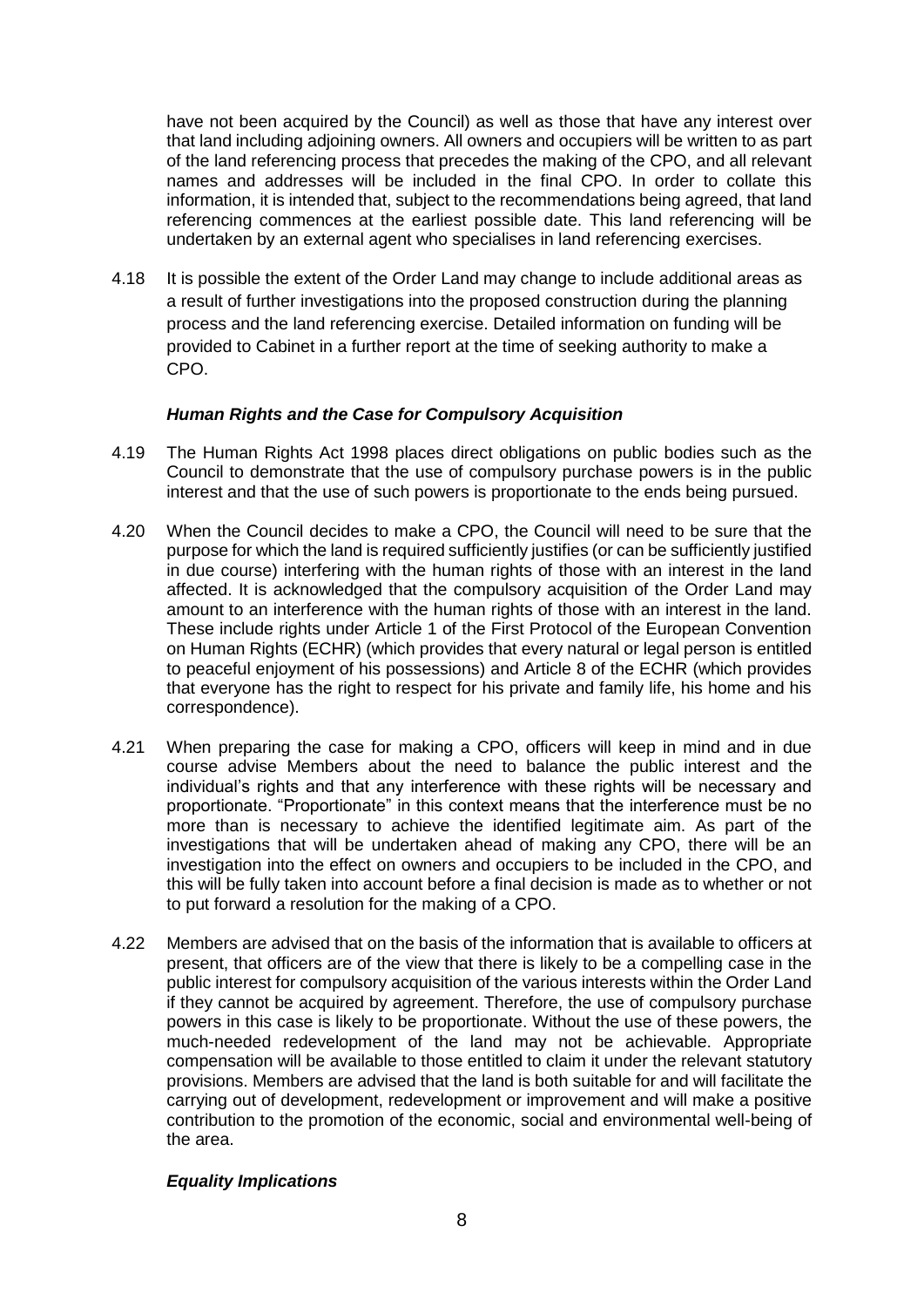have not been acquired by the Council) as well as those that have any interest over that land including adjoining owners. All owners and occupiers will be written to as part of the land referencing process that precedes the making of the CPO, and all relevant names and addresses will be included in the final CPO. In order to collate this information, it is intended that, subject to the recommendations being agreed, that land referencing commences at the earliest possible date. This land referencing will be undertaken by an external agent who specialises in land referencing exercises.

4.18 It is possible the extent of the Order Land may change to include additional areas as a result of further investigations into the proposed construction during the planning process and the land referencing exercise. Detailed information on funding will be provided to Cabinet in a further report at the time of seeking authority to make a CPO.

### *Human Rights and the Case for Compulsory Acquisition*

4.19 The Human Rights Act 1998 places direct obligations on public bodies such as the Council to demonstrate that the use of compulsory purchase powers is in the public interest and that the use of such powers is proportionate to the ends being pursued.

4.20 When the Council decides to make a CPO, the Council will need to be sure that the purpose for which the land is required sufficiently justifies (or can be sufficiently justified in due course) interfering with the human rights of those with an interest in the land affected. It is acknowledged that the compulsory acquisition of the Order Land may amount to an interference with the human rights of those with an interest in the land. These include rights under Article 1 of the First Protocol of the European Convention on Human Rights (ECHR) (which provides that every natural or legal person is entitled to peaceful enjoyment of his possessions) and Article 8 of the ECHR (which provides that everyone has the right to respect for his private and family life, his home and his correspondence).

4.21 When preparing the case for making a CPO, officers will keep in mind and in due course advise Members about the need to balance the public interest and the individual's rights and that any interference with these rights will be necessary and proportionate. "Proportionate" in this context means that the interference must be no more than is necessary to achieve the identified legitimate aim. As part of the investigations that will be undertaken ahead of making any CPO, there will be an investigation into the effect on owners and occupiers to be included in the CPO, and this will be fully taken into account before a final decision is made as to whether or not to put forward a resolution for the making of a CPO.

4.22 Members are advised that on the basis of the information that is available to officers at present, that officers are of the view that there is likely to be a compelling case in the public interest for compulsory acquisition of the various interests within the Order Land if they cannot be acquired by agreement. Therefore, the use of compulsory purchase powers in this case is likely to be proportionate. Without the use of these powers, the much-needed redevelopment of the land may not be achievable. Appropriate compensation will be available to those entitled to claim it under the relevant statutory provisions. Members are advised that the land is both suitable for and will facilitate the carrying out of development, redevelopment or improvement and will make a positive contribution to the promotion of the economic, social and environmental well-being of the area.

### *Equality Implications*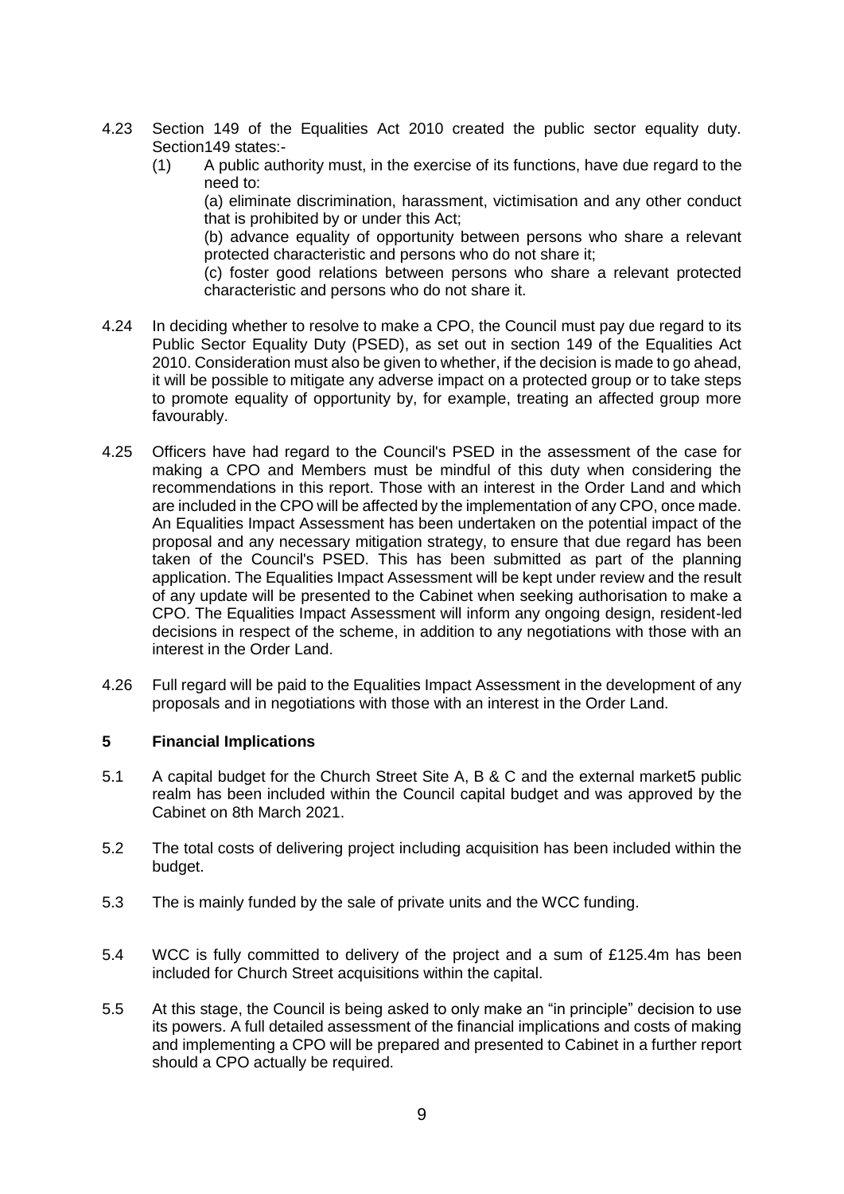4.23 Section 149 of the Equalities Act 2010 created the public sector equality duty. Section149 states:-

(1) A public authority must, in the exercise of its functions, have due regard to the need to:

(a) eliminate discrimination, harassment, victimisation and any other conduct that is prohibited by or under this Act;

(b) advance equality of opportunity between persons who share a relevant protected characteristic and persons who do not share it;

(c) foster good relations between persons who share a relevant protected characteristic and persons who do not share it.

4.24 In deciding whether to resolve to make a CPO, the Council must pay due regard to its Public Sector Equality Duty (PSED), as set out in section 149 of the Equalities Act 2010. Consideration must also be given to whether, if the decision is made to go ahead, it will be possible to mitigate any adverse impact on a protected group or to take steps to promote equality of opportunity by, for example, treating an affected group more favourably.

4.25 Officers have had regard to the Council's PSED in the assessment of the case for making a CPO and Members must be mindful of this duty when considering the recommendations in this report. Those with an interest in the Order Land and which are included in the CPO will be affected by the implementation of any CPO, once made. An Equalities Impact Assessment has been undertaken on the potential impact of the proposal and any necessary mitigation strategy, to ensure that due regard has been taken of the Council's PSED. This has been submitted as part of the planning application. The Equalities Impact Assessment will be kept under review and the result of any update will be presented to the Cabinet when seeking authorisation to make a CPO. The Equalities Impact Assessment will inform any ongoing design, resident-led decisions in respect of the scheme, in addition to any negotiations with those with an interest in the Order Land.

4.26 Full regard will be paid to the Equalities Impact Assessment in the development of any proposals and in negotiations with those with an interest in the Order Land.

## 5 Financial Implications

5.1 A capital budget for the Church Street Site A, B & C and the external market5 public realm has been included within the Council capital budget and was approved by the Cabinet on 8th March 2021.

5.2 The total costs of delivering project including acquisition has been included within the budget.

5.3 The is mainly funded by the sale of private units and the WCC funding.

5.4 WCC is fully committed to delivery of the project and a sum of £125.4m has been included for Church Street acquisitions within the capital.

5.5 At this stage, the Council is being asked to only make an "in principle" decision to use its powers. A full detailed assessment of the financial implications and costs of making and implementing a CPO will be prepared and presented to Cabinet in a further report should a CPO actually be required.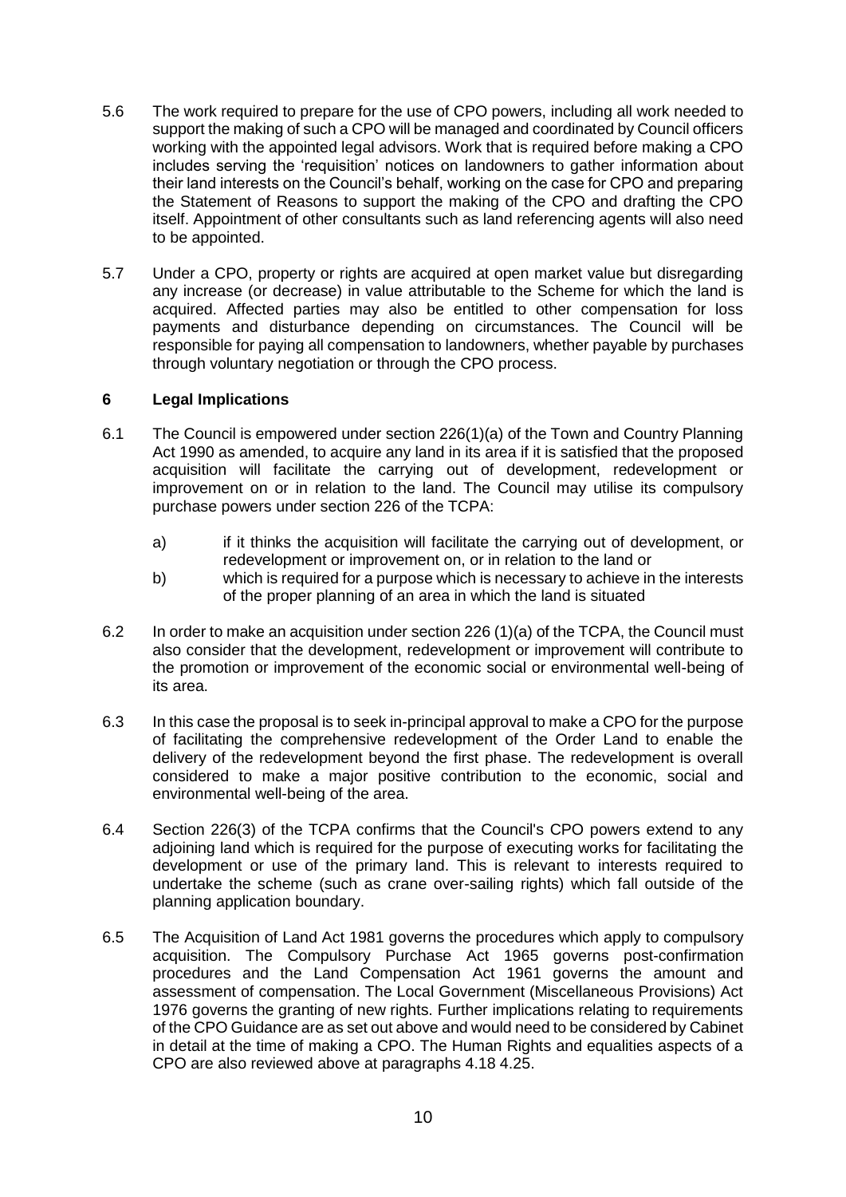5.6 The work required to prepare for the use of CPO powers, including all work needed to support the making of such a CPO will be managed and coordinated by Council officers working with the appointed legal advisors. Work that is required before making a CPO includes serving the 'requisition' notices on landowners to gather information about their land interests on the Council's behalf, working on the case for CPO and preparing the Statement of Reasons to support the making of the CPO and drafting the CPO itself. Appointment of other consultants such as land referencing agents will also need to be appointed.

5.7 Under a CPO, property or rights are acquired at open market value but disregarding any increase (or decrease) in value attributable to the Scheme for which the land is acquired. Affected parties may also be entitled to other compensation for loss payments and disturbance depending on circumstances. The Council will be responsible for paying all compensation to landowners, whether payable by purchases through voluntary negotiation or through the CPO process.

## 6 Legal Implications

6.1 The Council is empowered under section 226(1)(a) of the Town and Country Planning Act 1990 as amended, to acquire any land in its area if it is satisfied that the proposed acquisition will facilitate the carrying out of development, redevelopment or improvement on or in relation to the land. The Council may utilise its compulsory purchase powers under section 226 of the TCPA:

a) if it thinks the acquisition will facilitate the carrying out of development, or redevelopment or improvement on, or in relation to the land or
b) which is required for a purpose which is necessary to achieve in the interests of the proper planning of an area in which the land is situated

6.2 In order to make an acquisition under section 226 (1)(a) of the TCPA, the Council must also consider that the development, redevelopment or improvement will contribute to the promotion or improvement of the economic social or environmental well-being of its area.

6.3 In this case the proposal is to seek in-principal approval to make a CPO for the purpose of facilitating the comprehensive redevelopment of the Order Land to enable the delivery of the redevelopment beyond the first phase. The redevelopment is overall considered to make a major positive contribution to the economic, social and environmental well-being of the area.

6.4 Section 226(3) of the TCPA confirms that the Council's CPO powers extend to any adjoining land which is required for the purpose of executing works for facilitating the development or use of the primary land. This is relevant to interests required to undertake the scheme (such as crane over-sailing rights) which fall outside of the planning application boundary.

6.5 The Acquisition of Land Act 1981 governs the procedures which apply to compulsory acquisition. The Compulsory Purchase Act 1965 governs post-confirmation procedures and the Land Compensation Act 1961 governs the amount and assessment of compensation. The Local Government (Miscellaneous Provisions) Act 1976 governs the granting of new rights. Further implications relating to requirements of the CPO Guidance are as set out above and would need to be considered by Cabinet in detail at the time of making a CPO. The Human Rights and equalities aspects of a CPO are also reviewed above at paragraphs 4.18 4.25.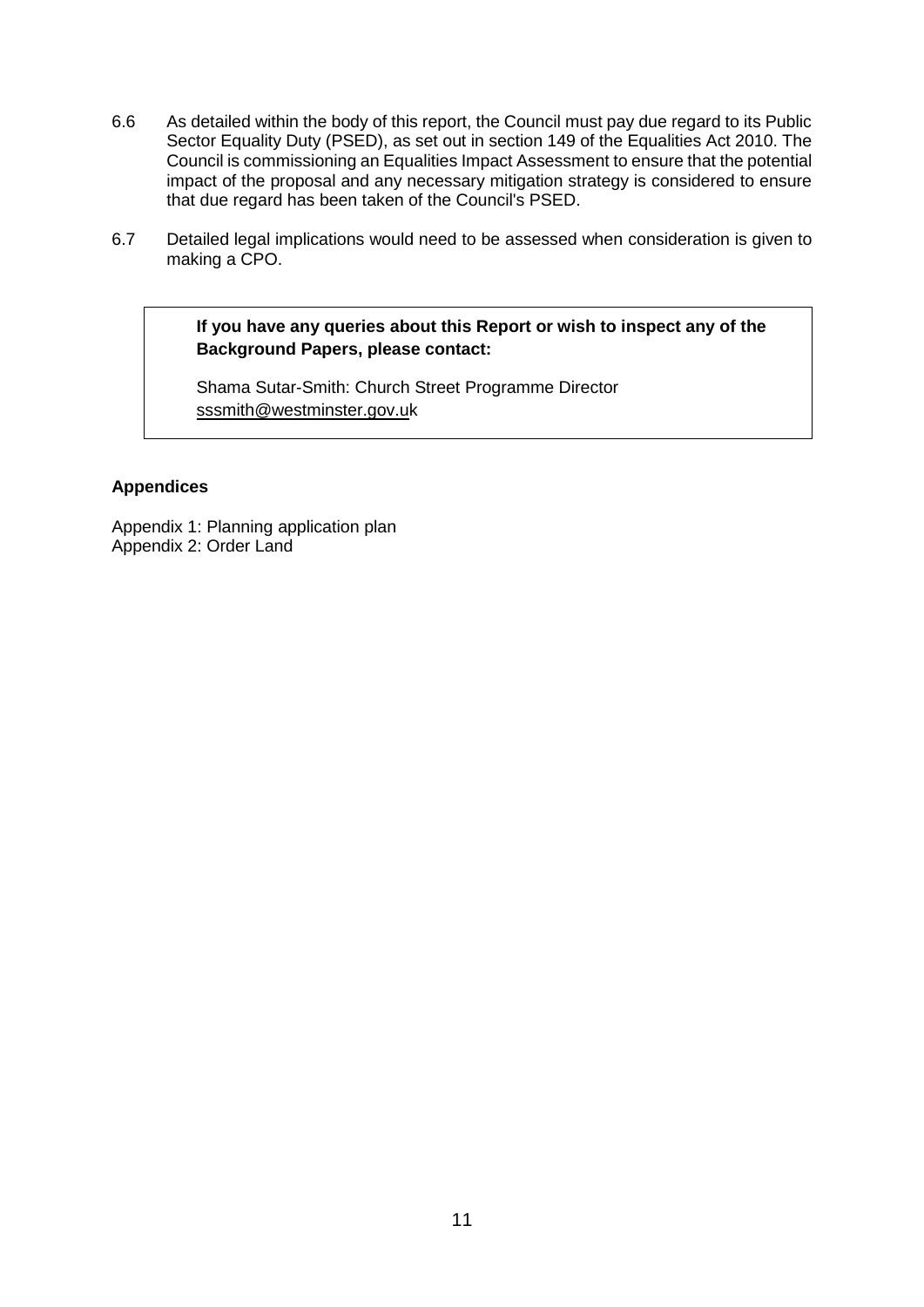6.6 As detailed within the body of this report, the Council must pay due regard to its Public Sector Equality Duty (PSED), as set out in section 149 of the Equalities Act 2010. The Council is commissioning an Equalities Impact Assessment to ensure that the potential impact of the proposal and any necessary mitigation strategy is considered to ensure that due regard has been taken of the Council's PSED.

6.7 Detailed legal implications would need to be assessed when consideration is given to making a CPO.

**If you have any queries about this Report or wish to inspect any of the Background Papers, please contact:**

Shama Sutar-Smith: Church Street Programme Director
sssmith@westminster.gov.uk

**Appendices**

Appendix 1: Planning application plan
Appendix 2: Order Land